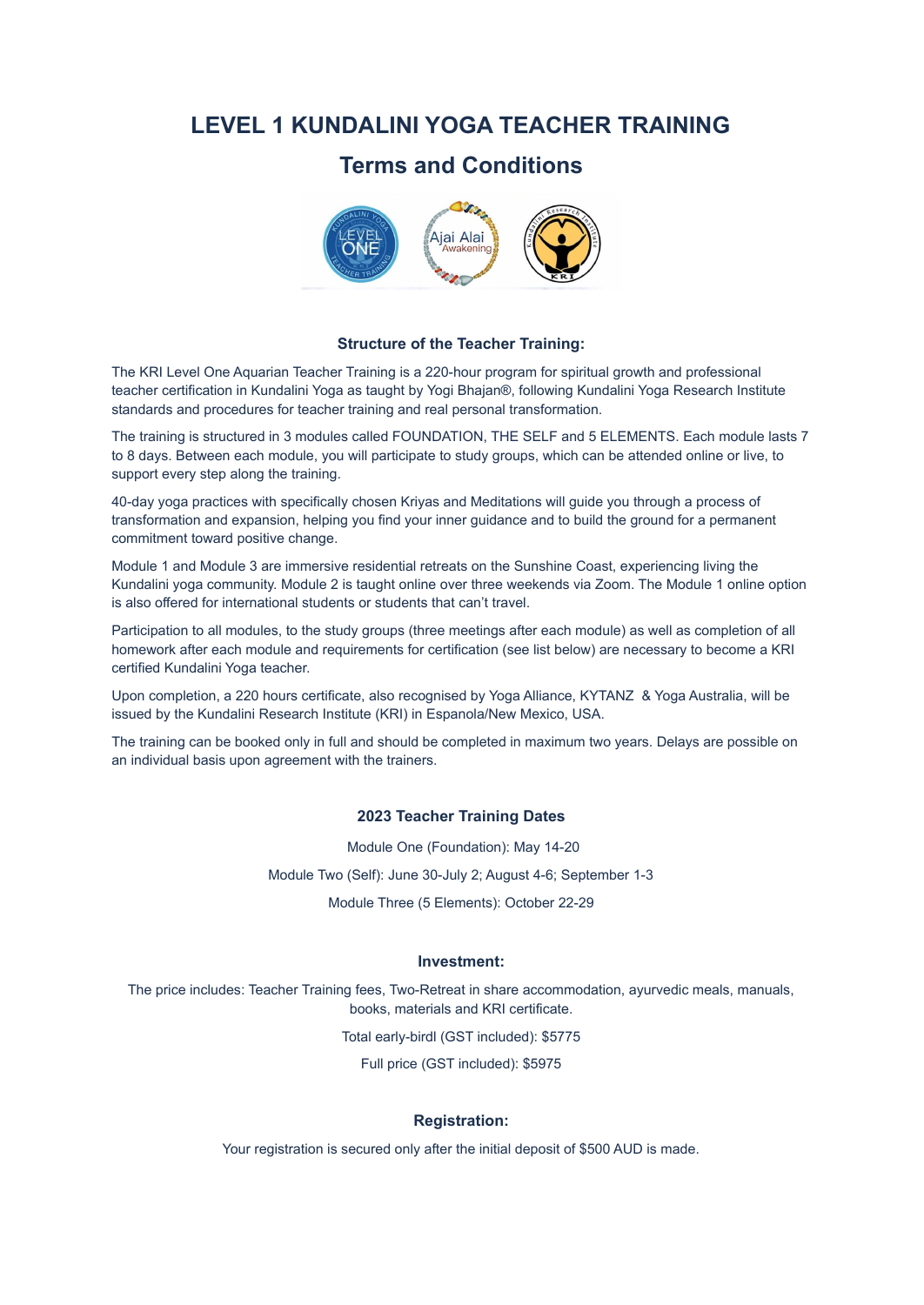# LEVEL 1 KUNDALINI YOGA TEACHER TRAINING

## Terms and Conditions

### Structure of the Teacher Training:

The KRI Level One Aquarian Teacher Training is a 220-hour program for spiritual growth and professional teacher certification in Kundalini Yoga as taught by Yogi Bhajan®, following Kundalini Yoga Research Institute standards and procedures for teacher training and real personal transformation.

The training is structured in 3 modules called FOUNDATION, THE SELF and 5 ELEMENTS. Each module lasts 7 to 8 days. Between each module, you will participate to study groups, which can be attended online or live, to support every step along the training.

40-day yoga practices with specifically chosen Kriyas and Meditations will guide you through a process of transformation and expansion, helping you find your inner guidance and to build the ground for a permanent commitment toward positive change.

Module 1 and Module 3 are immersive residential retreats on the Sunshine Coast, experiencing living the Kundalini yoga community. Module 2 is taught online over three weekends via Zoom. The Module 1 online option is also offered for international students or students that can't travel.

Participation to all modules, to the study groups (three meetings after each module) as well as completion of all homework after each module and requirements for certification (see list below) are necessary to become a KRI certified Kundalini Yoga teacher.

Upon completion, a 220 hours certificate, also recognised by Yoga Alliance, KYTANZ & Yoga Australia, will be issued by the Kundalini Research Institute (KRI) in Espanola/New Mexico, USA.

The training can be booked only in full and should be completed in maximum two years. Delays are possible on an individual basis upon agreement with the trainers.

### 2023 Teacher Training Dates

Module One (Foundation): May 14-20

Module Two (Self): June 30-July 2; August 4-6; September 1-3

Module Three (5 Elements): October 22-29

### Investment:

The price includes: Teacher Training fees, Two-Retreat in share accommodation, ayurvedic meals, manuals, books, materials and KRI certificate.

Total early-birdl (GST included): $5775

Full price (GST included): $5975

### Registration:

Your registration is secured only after the initial deposit of $500 AUD is made.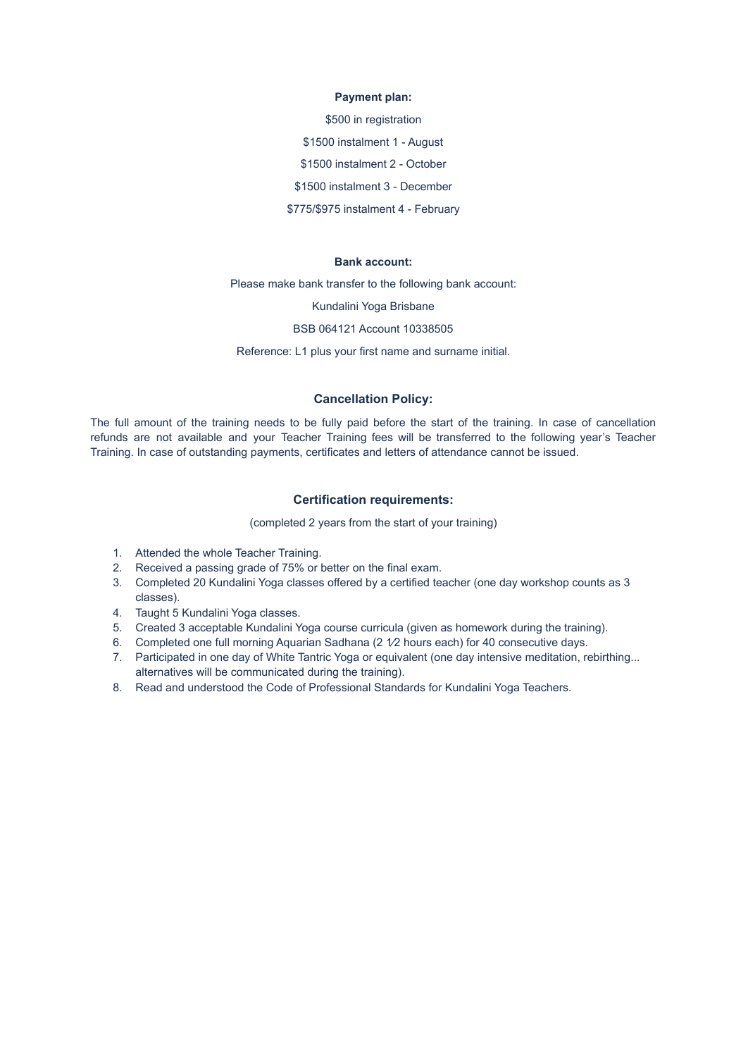**Payment plan:**

$500 in registration

$1500 instalment 1 - August

$1500 instalment 2 - October

$1500 instalment 3 - December

$775/$975 instalment 4 - February

**Bank account:**

Please make bank transfer to the following bank account:

Kundalini Yoga Brisbane

BSB 064121 Account 10338505

Reference: L1 plus your first name and surname initial.

### Cancellation Policy:

The full amount of the training needs to be fully paid before the start of the training. In case of cancellation refunds are not available and your Teacher Training fees will be transferred to the following year's Teacher Training. In case of outstanding payments, certificates and letters of attendance cannot be issued.

### Certification requirements:

(completed 2 years from the start of your training)

1. Attended the whole Teacher Training.
2. Received a passing grade of 75% or better on the final exam.
3. Completed 20 Kundalini Yoga classes offered by a certified teacher (one day workshop counts as 3 classes).
4. Taught 5 Kundalini Yoga classes.
5. Created 3 acceptable Kundalini Yoga course curricula (given as homework during the training).
6. Completed one full morning Aquarian Sadhana (2 ½ hours each) for 40 consecutive days.
7. Participated in one day of White Tantric Yoga or equivalent (one day intensive meditation, rebirthing... alternatives will be communicated during the training).
8. Read and understood the Code of Professional Standards for Kundalini Yoga Teachers.